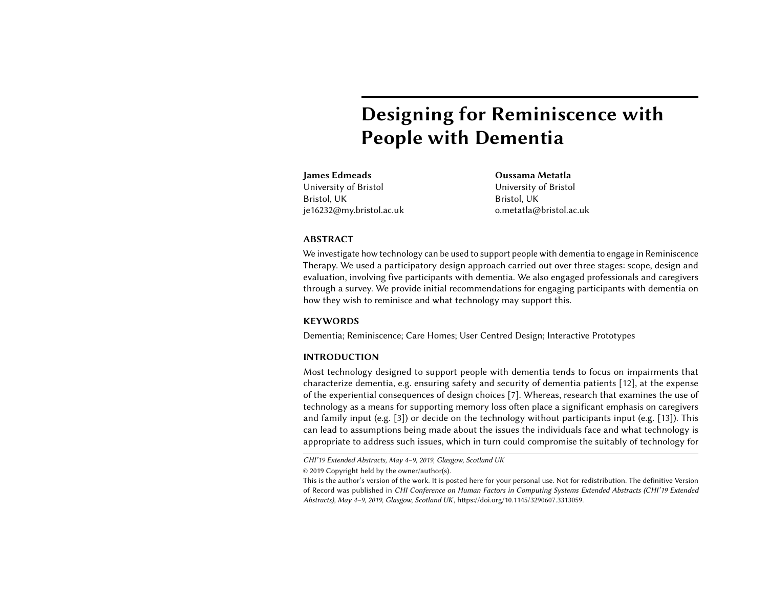# Designing for Reminiscence with People with Dementia

**James Edmeads**
University of Bristol
Bristol, UK
je16232@my.bristol.ac.uk

**Oussama Metatla**
University of Bristol
Bristol, UK
o.metatla@bristol.ac.uk

## ABSTRACT

We investigate how technology can be used to support people with dementia to engage in Reminiscence Therapy. We used a participatory design approach carried out over three stages: scope, design and evaluation, involving five participants with dementia. We also engaged professionals and caregivers through a survey. We provide initial recommendations for engaging participants with dementia on how they wish to reminisce and what technology may support this.

## KEYWORDS

Dementia; Reminiscence; Care Homes; User Centred Design; Interactive Prototypes

## INTRODUCTION

Most technology designed to support people with dementia tends to focus on impairments that characterize dementia, e.g. ensuring safety and security of dementia patients [12], at the expense of the experiential consequences of design choices [7]. Whereas, research that examines the use of technology as a means for supporting memory loss often place a significant emphasis on caregivers and family input (e.g. [3]) or decide on the technology without participants input (e.g. [13]). This can lead to assumptions being made about the issues the individuals face and what technology is appropriate to address such issues, which in turn could compromise the suitably of technology for

*CHI'19 Extended Abstracts, May 4–9, 2019, Glasgow, Scotland UK*

© 2019 Copyright held by the owner/author(s).

This is the author's version of the work. It is posted here for your personal use. Not for redistribution. The definitive Version of Record was published in *CHI Conference on Human Factors in Computing Systems Extended Abstracts (CHI'19 Extended Abstracts), May 4–9, 2019, Glasgow, Scotland UK*, https://doi.org/10.1145/3290607.3313059.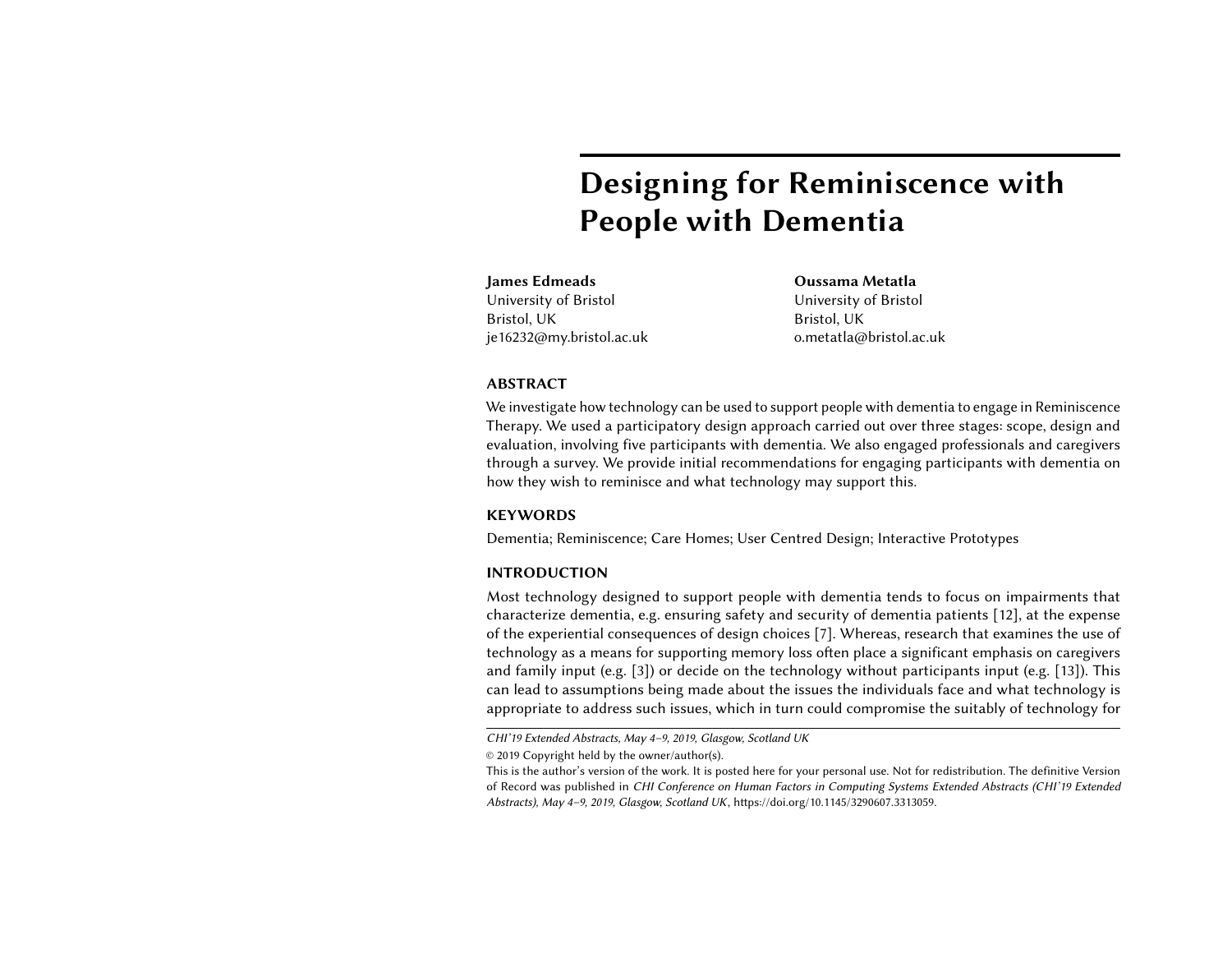# Designing for Reminiscence with People with Dementia

**James Edmeads**
University of Bristol
Bristol, UK
je16232@my.bristol.ac.uk

**Oussama Metatla**
University of Bristol
Bristol, UK
o.metatla@bristol.ac.uk

## ABSTRACT

We investigate how technology can be used to support people with dementia to engage in Reminiscence Therapy. We used a participatory design approach carried out over three stages: scope, design and evaluation, involving five participants with dementia. We also engaged professionals and caregivers through a survey. We provide initial recommendations for engaging participants with dementia on how they wish to reminisce and what technology may support this.

## KEYWORDS

Dementia; Reminiscence; Care Homes; User Centred Design; Interactive Prototypes

## INTRODUCTION

Most technology designed to support people with dementia tends to focus on impairments that characterize dementia, e.g. ensuring safety and security of dementia patients [12], at the expense of the experiential consequences of design choices [7]. Whereas, research that examines the use of technology as a means for supporting memory loss often place a significant emphasis on caregivers and family input (e.g. [3]) or decide on the technology without participants input (e.g. [13]). This can lead to assumptions being made about the issues the individuals face and what technology is appropriate to address such issues, which in turn could compromise the suitably of technology for

---

*CHI'19 Extended Abstracts, May 4–9, 2019, Glasgow, Scotland UK*

© 2019 Copyright held by the owner/author(s).

This is the author's version of the work. It is posted here for your personal use. Not for redistribution. The definitive Version of Record was published in *CHI Conference on Human Factors in Computing Systems Extended Abstracts (CHI'19 Extended Abstracts), May 4–9, 2019, Glasgow, Scotland UK*, https://doi.org/10.1145/3290607.3313059.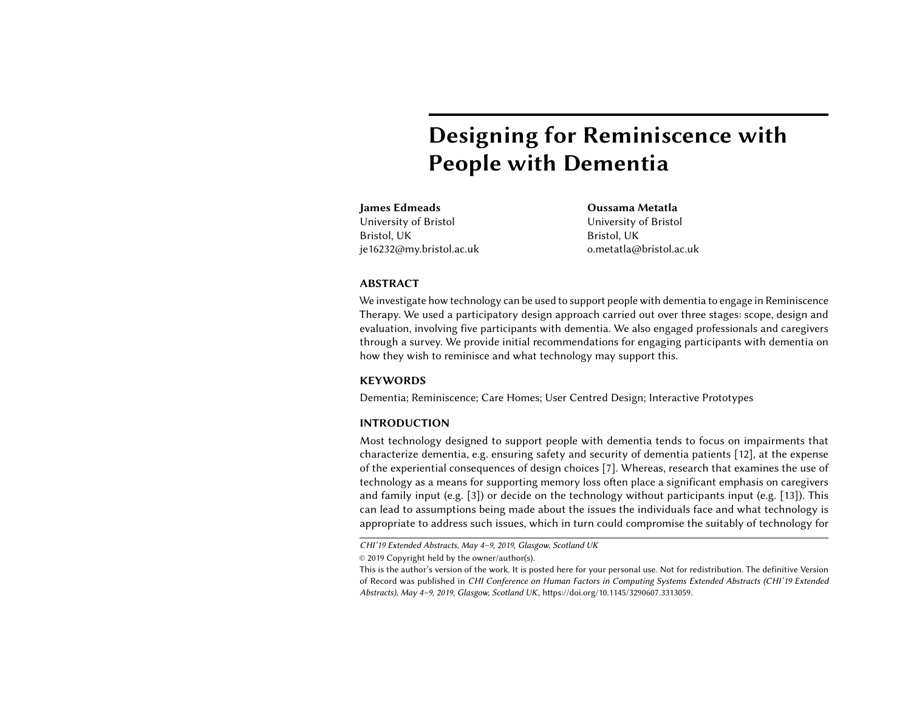# Designing for Reminiscence with People with Dementia

**James Edmeads**
University of Bristol
Bristol, UK
je16232@my.bristol.ac.uk

**Oussama Metatla**
University of Bristol
Bristol, UK
o.metatla@bristol.ac.uk

## ABSTRACT

We investigate how technology can be used to support people with dementia to engage in Reminiscence Therapy. We used a participatory design approach carried out over three stages: scope, design and evaluation, involving five participants with dementia. We also engaged professionals and caregivers through a survey. We provide initial recommendations for engaging participants with dementia on how they wish to reminisce and what technology may support this.

## KEYWORDS

Dementia; Reminiscence; Care Homes; User Centred Design; Interactive Prototypes

## INTRODUCTION

Most technology designed to support people with dementia tends to focus on impairments that characterize dementia, e.g. ensuring safety and security of dementia patients [12], at the expense of the experiential consequences of design choices [7]. Whereas, research that examines the use of technology as a means for supporting memory loss often place a significant emphasis on caregivers and family input (e.g. [3]) or decide on the technology without participants input (e.g. [13]). This can lead to assumptions being made about the issues the individuals face and what technology is appropriate to address such issues, which in turn could compromise the suitably of technology for

*CHI'19 Extended Abstracts, May 4–9, 2019, Glasgow, Scotland UK*

© 2019 Copyright held by the owner/author(s).

This is the author's version of the work. It is posted here for your personal use. Not for redistribution. The definitive Version of Record was published in *CHI Conference on Human Factors in Computing Systems Extended Abstracts (CHI'19 Extended Abstracts), May 4–9, 2019, Glasgow, Scotland UK*, https://doi.org/10.1145/3290607.3313059.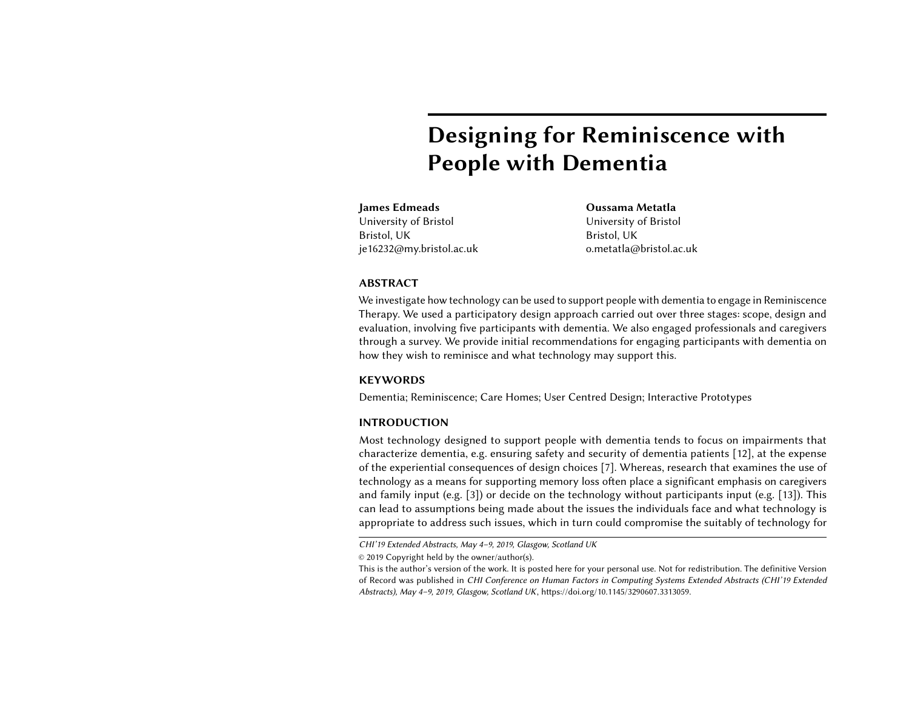# Designing for Reminiscence with People with Dementia

**James Edmeads**
University of Bristol
Bristol, UK
je16232@my.bristol.ac.uk

**Oussama Metatla**
University of Bristol
Bristol, UK
o.metatla@bristol.ac.uk

## ABSTRACT

We investigate how technology can be used to support people with dementia to engage in Reminiscence Therapy. We used a participatory design approach carried out over three stages: scope, design and evaluation, involving five participants with dementia. We also engaged professionals and caregivers through a survey. We provide initial recommendations for engaging participants with dementia on how they wish to reminisce and what technology may support this.

## KEYWORDS

Dementia; Reminiscence; Care Homes; User Centred Design; Interactive Prototypes

## INTRODUCTION

Most technology designed to support people with dementia tends to focus on impairments that characterize dementia, e.g. ensuring safety and security of dementia patients [12], at the expense of the experiential consequences of design choices [7]. Whereas, research that examines the use of technology as a means for supporting memory loss often place a significant emphasis on caregivers and family input (e.g. [3]) or decide on the technology without participants input (e.g. [13]). This can lead to assumptions being made about the issues the individuals face and what technology is appropriate to address such issues, which in turn could compromise the suitably of technology for

*CHI'19 Extended Abstracts, May 4–9, 2019, Glasgow, Scotland UK*

© 2019 Copyright held by the owner/author(s).

This is the author's version of the work. It is posted here for your personal use. Not for redistribution. The definitive Version of Record was published in *CHI Conference on Human Factors in Computing Systems Extended Abstracts (CHI'19 Extended Abstracts), May 4–9, 2019, Glasgow, Scotland UK*, https://doi.org/10.1145/3290607.3313059.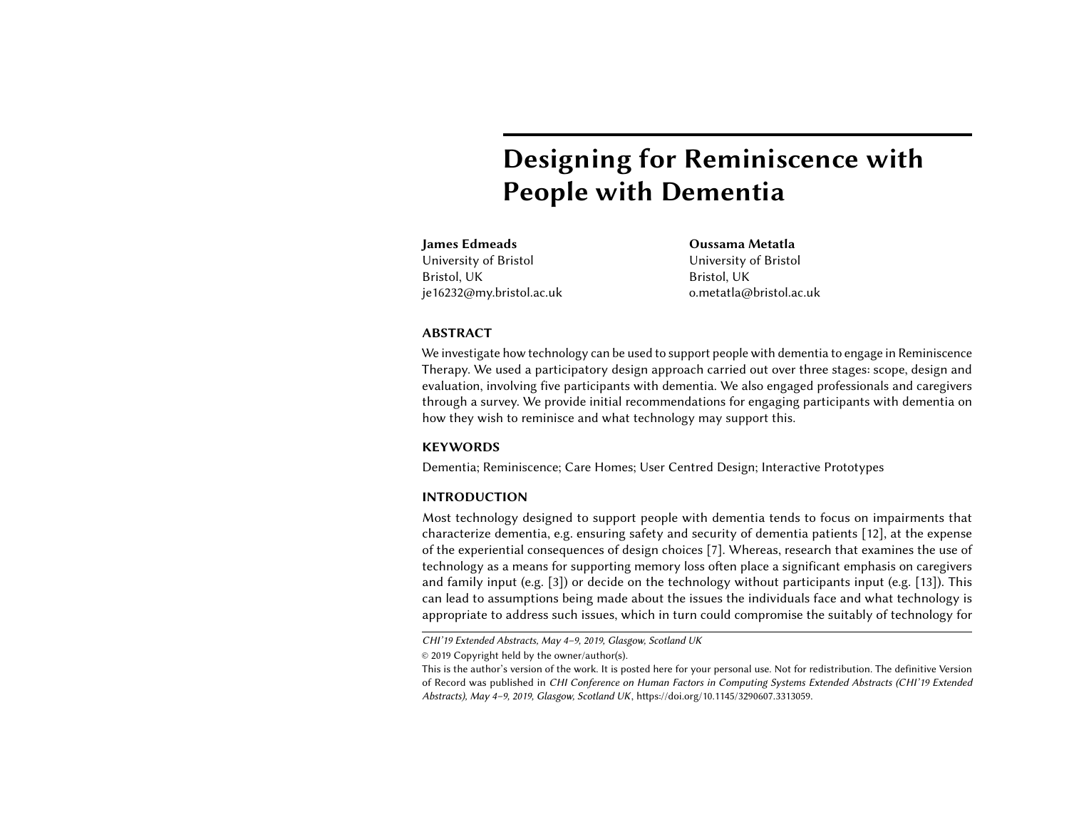# Designing for Reminiscence with People with Dementia

**James Edmeads**
University of Bristol
Bristol, UK
je16232@my.bristol.ac.uk

**Oussama Metatla**
University of Bristol
Bristol, UK
o.metatla@bristol.ac.uk

## ABSTRACT

We investigate how technology can be used to support people with dementia to engage in Reminiscence Therapy. We used a participatory design approach carried out over three stages: scope, design and evaluation, involving five participants with dementia. We also engaged professionals and caregivers through a survey. We provide initial recommendations for engaging participants with dementia on how they wish to reminisce and what technology may support this.

## KEYWORDS

Dementia; Reminiscence; Care Homes; User Centred Design; Interactive Prototypes

## INTRODUCTION

Most technology designed to support people with dementia tends to focus on impairments that characterize dementia, e.g. ensuring safety and security of dementia patients [12], at the expense of the experiential consequences of design choices [7]. Whereas, research that examines the use of technology as a means for supporting memory loss often place a significant emphasis on caregivers and family input (e.g. [3]) or decide on the technology without participants input (e.g. [13]). This can lead to assumptions being made about the issues the individuals face and what technology is appropriate to address such issues, which in turn could compromise the suitably of technology for

*CHI'19 Extended Abstracts, May 4–9, 2019, Glasgow, Scotland UK*

© 2019 Copyright held by the owner/author(s).

This is the author's version of the work. It is posted here for your personal use. Not for redistribution. The definitive Version of Record was published in *CHI Conference on Human Factors in Computing Systems Extended Abstracts (CHI'19 Extended Abstracts), May 4–9, 2019, Glasgow, Scotland UK*, https://doi.org/10.1145/3290607.3313059.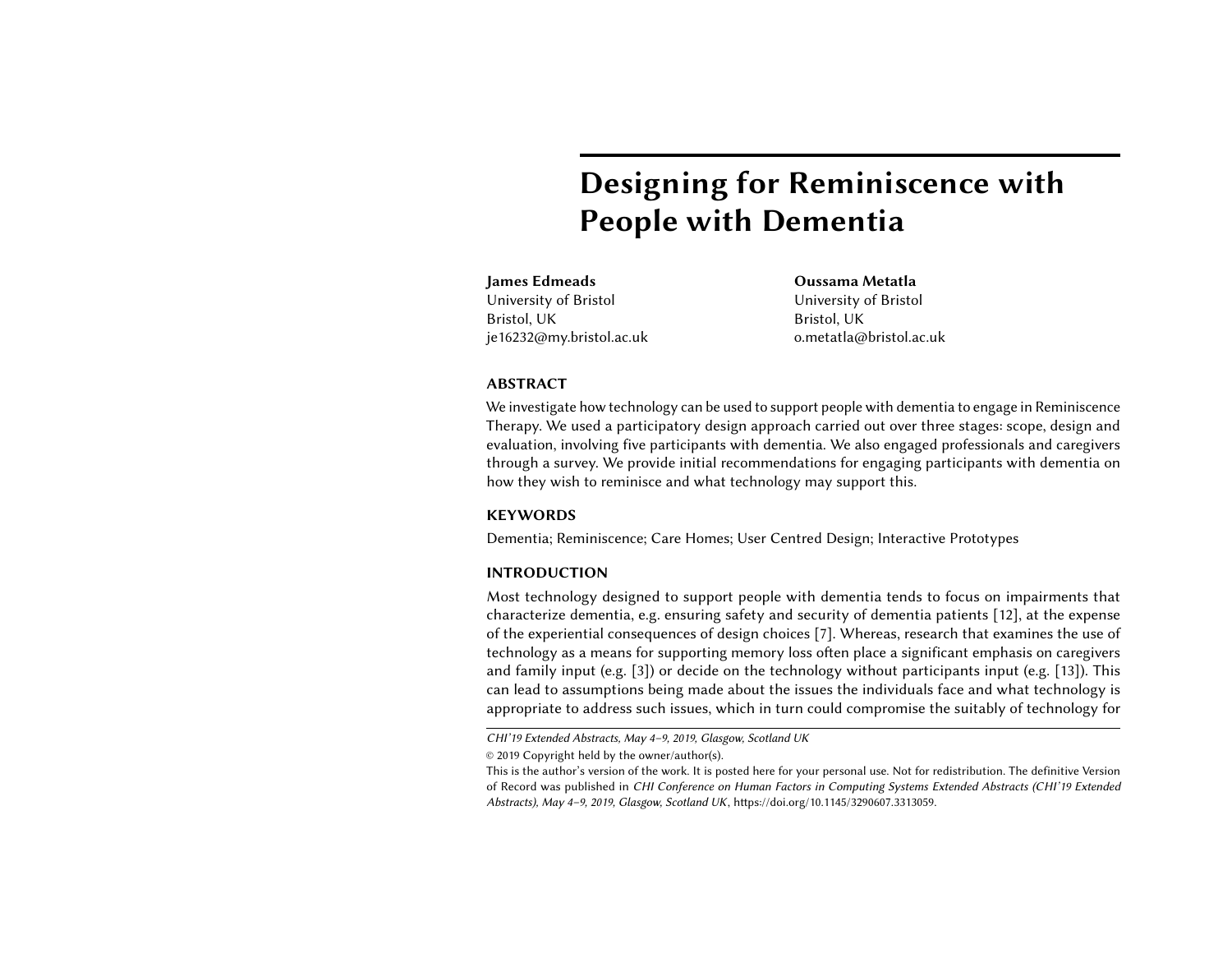# Designing for Reminiscence with People with Dementia

**James Edmeads**
University of Bristol
Bristol, UK
je16232@my.bristol.ac.uk

**Oussama Metatla**
University of Bristol
Bristol, UK
o.metatla@bristol.ac.uk

## ABSTRACT

We investigate how technology can be used to support people with dementia to engage in Reminiscence Therapy. We used a participatory design approach carried out over three stages: scope, design and evaluation, involving five participants with dementia. We also engaged professionals and caregivers through a survey. We provide initial recommendations for engaging participants with dementia on how they wish to reminisce and what technology may support this.

## KEYWORDS

Dementia; Reminiscence; Care Homes; User Centred Design; Interactive Prototypes

## INTRODUCTION

Most technology designed to support people with dementia tends to focus on impairments that characterize dementia, e.g. ensuring safety and security of dementia patients [12], at the expense of the experiential consequences of design choices [7]. Whereas, research that examines the use of technology as a means for supporting memory loss often place a significant emphasis on caregivers and family input (e.g. [3]) or decide on the technology without participants input (e.g. [13]). This can lead to assumptions being made about the issues the individuals face and what technology is appropriate to address such issues, which in turn could compromise the suitably of technology for

*CHI'19 Extended Abstracts, May 4–9, 2019, Glasgow, Scotland UK*

© 2019 Copyright held by the owner/author(s).

This is the author's version of the work. It is posted here for your personal use. Not for redistribution. The definitive Version of Record was published in *CHI Conference on Human Factors in Computing Systems Extended Abstracts (CHI'19 Extended Abstracts), May 4–9, 2019, Glasgow, Scotland UK*, https://doi.org/10.1145/3290607.3313059.